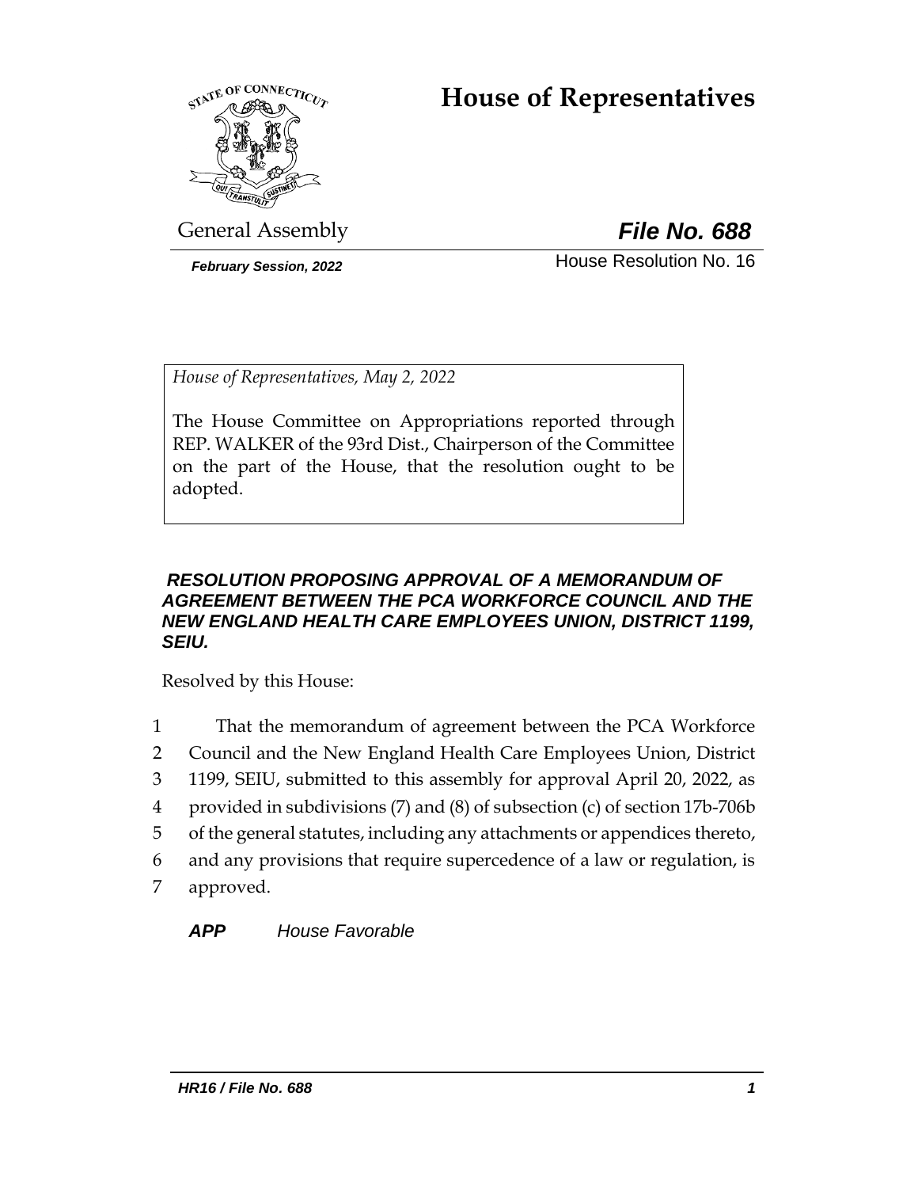# House of Representatives

General Assembly

***File No. 688***

***February Session, 2022***

House Resolution No. 16

*House of Representatives, May 2, 2022*

The House Committee on Appropriations reported through REP. WALKER of the 93rd Dist., Chairperson of the Committee on the part of the House, that the resolution ought to be adopted.

***RESOLUTION PROPOSING APPROVAL OF A MEMORANDUM OF AGREEMENT BETWEEN THE PCA WORKFORCE COUNCIL AND THE NEW ENGLAND HEALTH CARE EMPLOYEES UNION, DISTRICT 1199, SEIU.***

Resolved by this House:

1 That the memorandum of agreement between the PCA Workforce
2 Council and the New England Health Care Employees Union, District
3 1199, SEIU, submitted to this assembly for approval April 20, 2022, as
4 provided in subdivisions (7) and (8) of subsection (c) of section 17b-706b
5 of the general statutes, including any attachments or appendices thereto,
6 and any provisions that require supercedence of a law or regulation, is
7 approved.

***APP*** *House Favorable*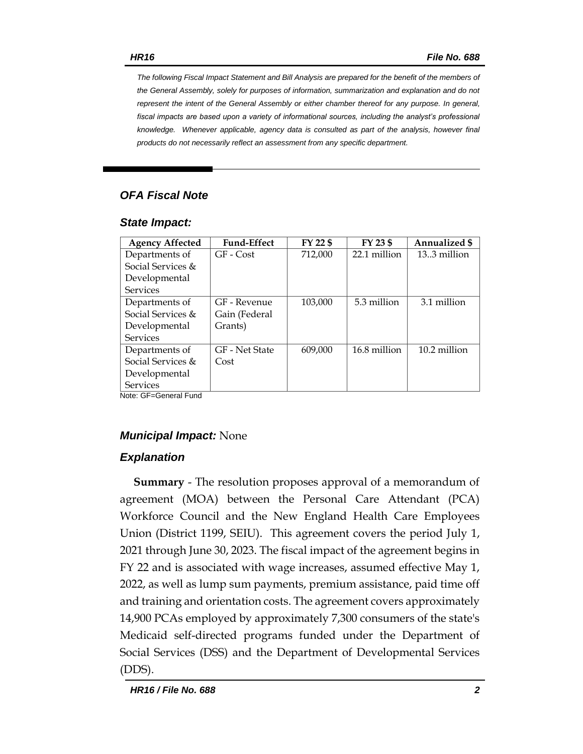*The following Fiscal Impact Statement and Bill Analysis are prepared for the benefit of the members of the General Assembly, solely for purposes of information, summarization and explanation and do not represent the intent of the General Assembly or either chamber thereof for any purpose. In general, fiscal impacts are based upon a variety of informational sources, including the analyst's professional knowledge. Whenever applicable, agency data is consulted as part of the analysis, however final products do not necessarily reflect an assessment from any specific department.*

## *OFA Fiscal Note*

### *State Impact:*

| Agency Affected | Fund-Effect | FY 22 $ | FY 23 $ | Annualized $ |
|---|---|---|---|---|
| Departments of Social Services & Developmental Services | GF - Cost | 712,000 | 22.1 million | 13..3 million |
| Departments of Social Services & Developmental Services | GF - Revenue Gain (Federal Grants) | 103,000 | 5.3 million | 3.1 million |
| Departments of Social Services & Developmental Services | GF - Net State Cost | 609,000 | 16.8 million | 10.2 million |

Note: GF=General Fund

### *Municipal Impact:* None

### *Explanation*

**Summary** - The resolution proposes approval of a memorandum of agreement (MOA) between the Personal Care Attendant (PCA) Workforce Council and the New England Health Care Employees Union (District 1199, SEIU). This agreement covers the period July 1, 2021 through June 30, 2023. The fiscal impact of the agreement begins in FY 22 and is associated with wage increases, assumed effective May 1, 2022, as well as lump sum payments, premium assistance, paid time off and training and orientation costs. The agreement covers approximately 14,900 PCAs employed by approximately 7,300 consumers of the state's Medicaid self-directed programs funded under the Department of Social Services (DSS) and the Department of Developmental Services (DDS).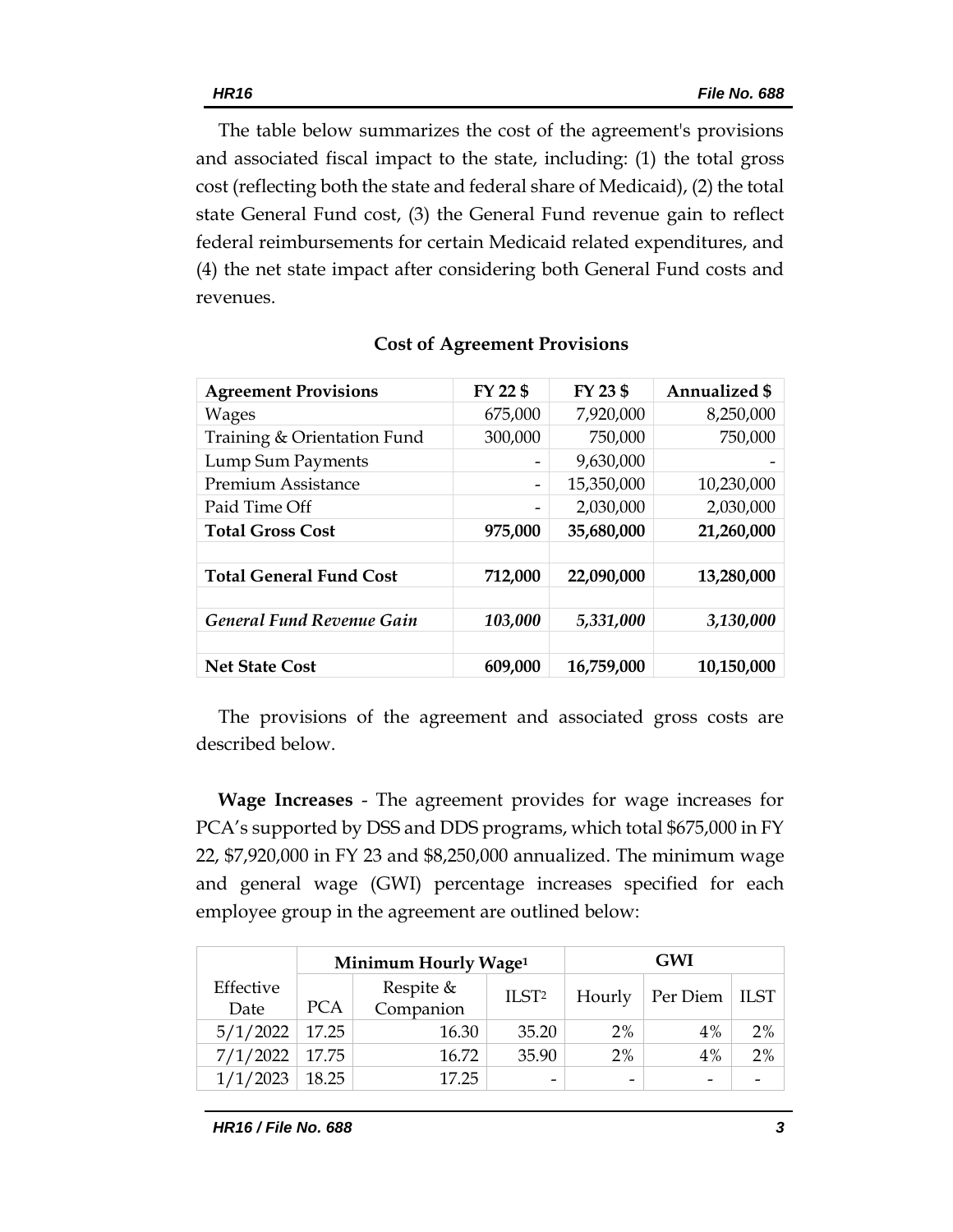The table below summarizes the cost of the agreement's provisions and associated fiscal impact to the state, including: (1) the total gross cost (reflecting both the state and federal share of Medicaid), (2) the total state General Fund cost, (3) the General Fund revenue gain to reflect federal reimbursements for certain Medicaid related expenditures, and (4) the net state impact after considering both General Fund costs and revenues.

**Cost of Agreement Provisions**

| Agreement Provisions | FY 22 $ | FY 23 $ | Annualized $ |
|---|---|---|---|
| Wages | 675,000 | 7,920,000 | 8,250,000 |
| Training & Orientation Fund | 300,000 | 750,000 | 750,000 |
| Lump Sum Payments | - | 9,630,000 | - |
| Premium Assistance | - | 15,350,000 | 10,230,000 |
| Paid Time Off | - | 2,030,000 | 2,030,000 |
| **Total Gross Cost** | **975,000** | **35,680,000** | **21,260,000** |
| | | | |
| **Total General Fund Cost** | **712,000** | **22,090,000** | **13,280,000** |
| | | | |
| ***General Fund Revenue Gain*** | ***103,000*** | ***5,331,000*** | ***3,130,000*** |
| | | | |
| **Net State Cost** | **609,000** | **16,759,000** | **10,150,000** |

The provisions of the agreement and associated gross costs are described below.

**Wage Increases** - The agreement provides for wage increases for PCA's supported by DSS and DDS programs, which total $675,000 in FY 22, $7,920,000 in FY 23 and $8,250,000 annualized. The minimum wage and general wage (GWI) percentage increases specified for each employee group in the agreement are outlined below:

| | Minimum Hourly Wage[1] | | | GWI | | |
|---|---|---|---|---|---|---|
| Effective Date | PCA | Respite & Companion | ILST[2] | Hourly | Per Diem | ILST |
| 5/1/2022 | 17.25 | 16.30 | 35.20 | 2% | 4% | 2% |
| 7/1/2022 | 17.75 | 16.72 | 35.90 | 2% | 4% | 2% |
| 1/1/2023 | 18.25 | 17.25 | - | - | - | - |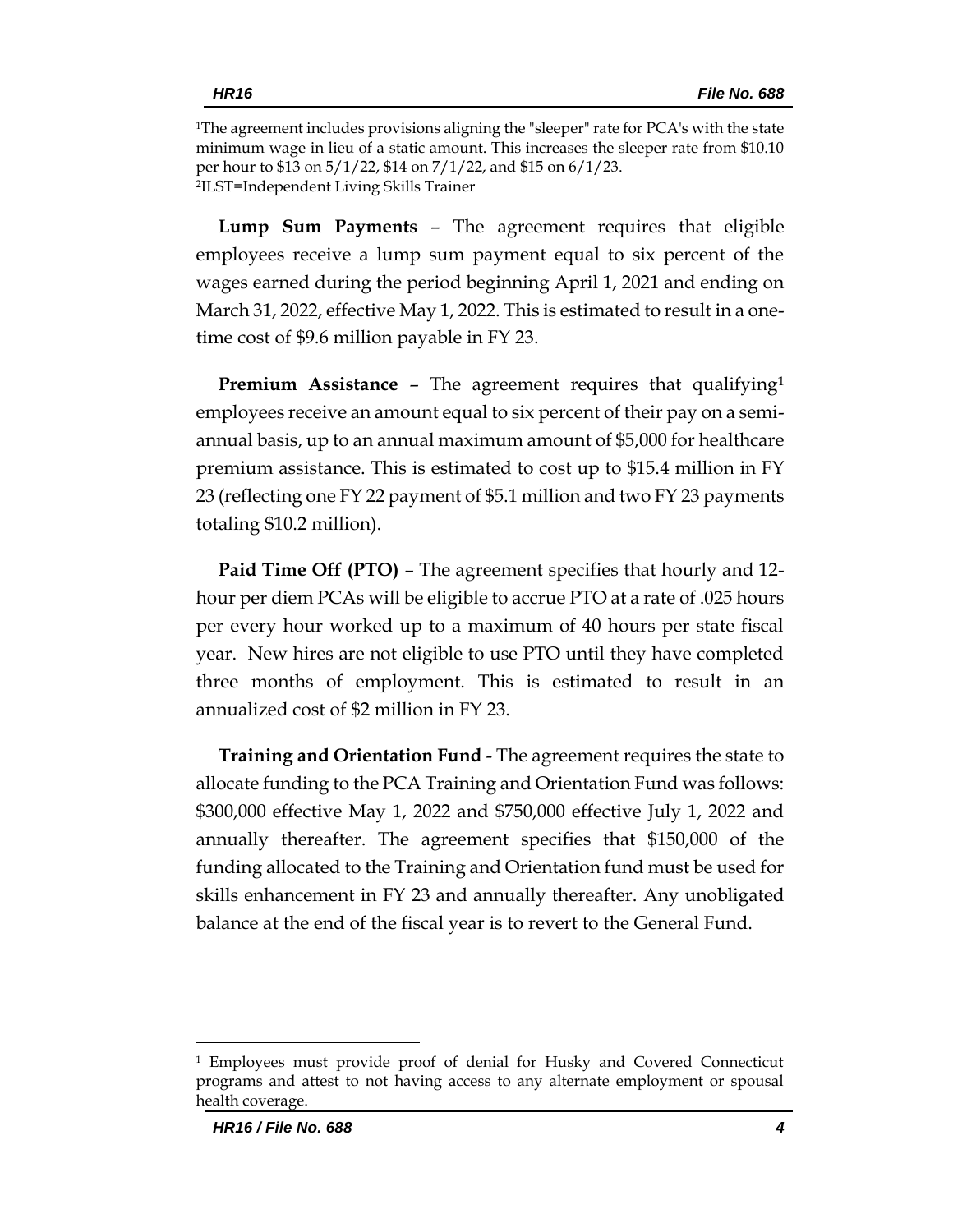[1]The agreement includes provisions aligning the "sleeper" rate for PCA's with the state minimum wage in lieu of a static amount. This increases the sleeper rate from $10.10 per hour to $13 on 5/1/22, $14 on 7/1/22, and $15 on 6/1/23.
[2]ILST=Independent Living Skills Trainer

**Lump Sum Payments** – The agreement requires that eligible employees receive a lump sum payment equal to six percent of the wages earned during the period beginning April 1, 2021 and ending on March 31, 2022, effective May 1, 2022. This is estimated to result in a one-time cost of $9.6 million payable in FY 23.

**Premium Assistance** – The agreement requires that qualifying[1] employees receive an amount equal to six percent of their pay on a semi-annual basis, up to an annual maximum amount of $5,000 for healthcare premium assistance. This is estimated to cost up to $15.4 million in FY 23 (reflecting one FY 22 payment of $5.1 million and two FY 23 payments totaling $10.2 million).

**Paid Time Off (PTO)** – The agreement specifies that hourly and 12-hour per diem PCAs will be eligible to accrue PTO at a rate of .025 hours per every hour worked up to a maximum of 40 hours per state fiscal year. New hires are not eligible to use PTO until they have completed three months of employment. This is estimated to result in an annualized cost of $2 million in FY 23.

**Training and Orientation Fund** - The agreement requires the state to allocate funding to the PCA Training and Orientation Fund was follows: $300,000 effective May 1, 2022 and $750,000 effective July 1, 2022 and annually thereafter. The agreement specifies that $150,000 of the funding allocated to the Training and Orientation fund must be used for skills enhancement in FY 23 and annually thereafter. Any unobligated balance at the end of the fiscal year is to revert to the General Fund.

---

[1] Employees must provide proof of denial for Husky and Covered Connecticut programs and attest to not having access to any alternate employment or spousal health coverage.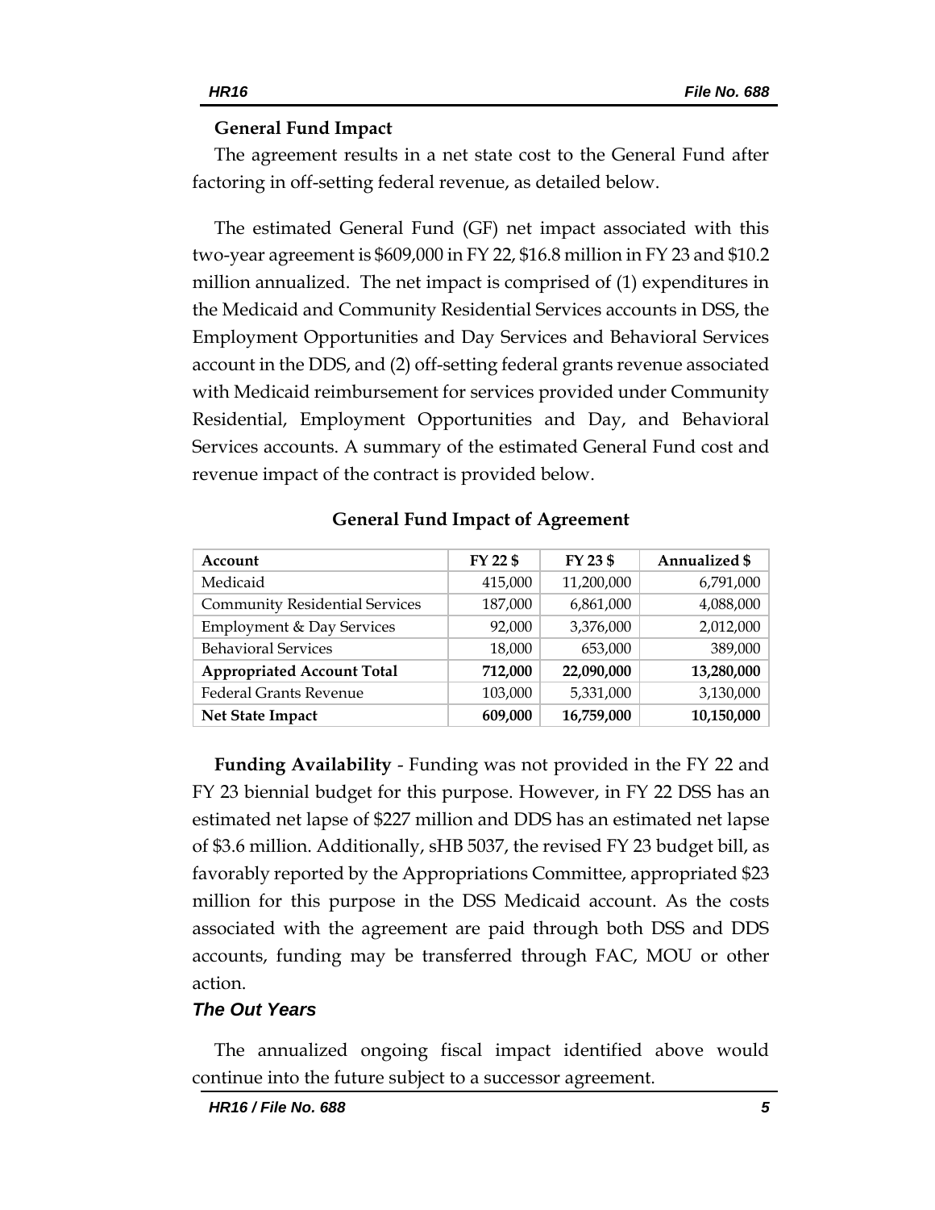**General Fund Impact**

The agreement results in a net state cost to the General Fund after factoring in off-setting federal revenue, as detailed below.

The estimated General Fund (GF) net impact associated with this two-year agreement is $609,000 in FY 22, $16.8 million in FY 23 and $10.2 million annualized. The net impact is comprised of (1) expenditures in the Medicaid and Community Residential Services accounts in DSS, the Employment Opportunities and Day Services and Behavioral Services account in the DDS, and (2) off-setting federal grants revenue associated with Medicaid reimbursement for services provided under Community Residential, Employment Opportunities and Day, and Behavioral Services accounts. A summary of the estimated General Fund cost and revenue impact of the contract is provided below.

**General Fund Impact of Agreement**

| Account | FY 22 $ | FY 23 $ | Annualized $ |
|---|---|---|---|
| Medicaid | 415,000 | 11,200,000 | 6,791,000 |
| Community Residential Services | 187,000 | 6,861,000 | 4,088,000 |
| Employment & Day Services | 92,000 | 3,376,000 | 2,012,000 |
| Behavioral Services | 18,000 | 653,000 | 389,000 |
| **Appropriated Account Total** | **712,000** | **22,090,000** | **13,280,000** |
| Federal Grants Revenue | 103,000 | 5,331,000 | 3,130,000 |
| **Net State Impact** | **609,000** | **16,759,000** | **10,150,000** |

**Funding Availability** - Funding was not provided in the FY 22 and FY 23 biennial budget for this purpose. However, in FY 22 DSS has an estimated net lapse of $227 million and DDS has an estimated net lapse of $3.6 million. Additionally, sHB 5037, the revised FY 23 budget bill, as favorably reported by the Appropriations Committee, appropriated $23 million for this purpose in the DSS Medicaid account. As the costs associated with the agreement are paid through both DSS and DDS accounts, funding may be transferred through FAC, MOU or other action.

***The Out Years***

The annualized ongoing fiscal impact identified above would continue into the future subject to a successor agreement.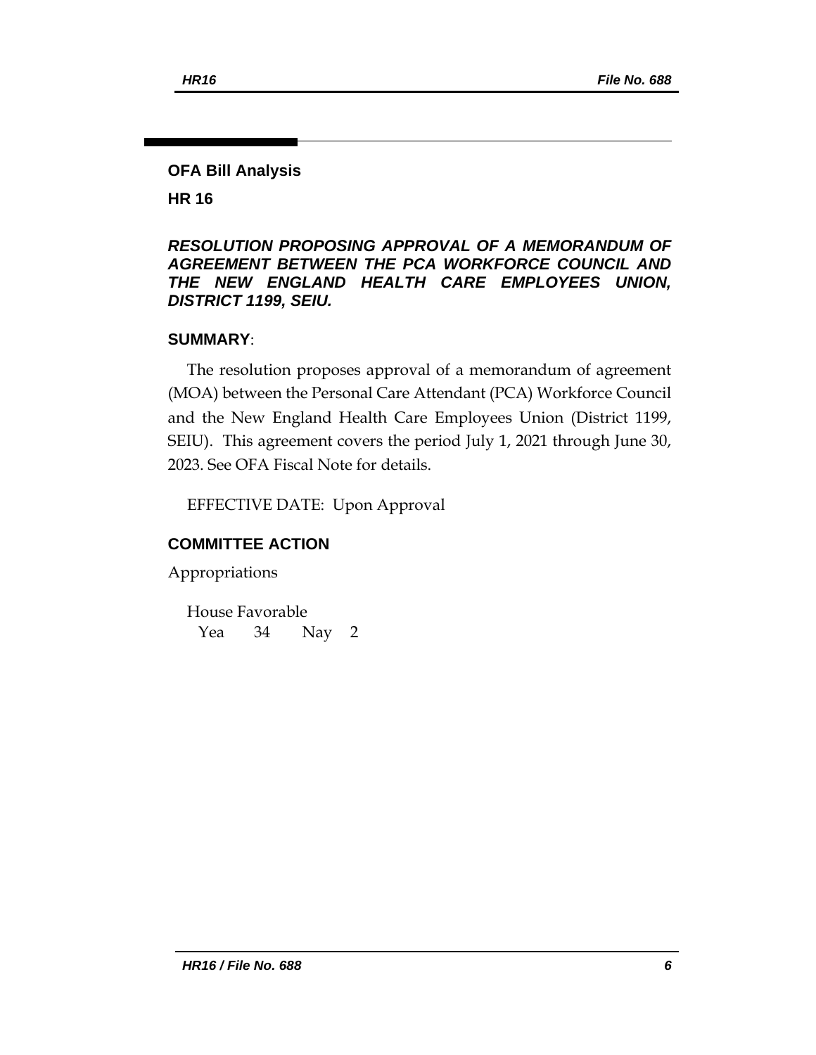## OFA Bill Analysis

## HR 16

***RESOLUTION PROPOSING APPROVAL OF A MEMORANDUM OF AGREEMENT BETWEEN THE PCA WORKFORCE COUNCIL AND THE NEW ENGLAND HEALTH CARE EMPLOYEES UNION, DISTRICT 1199, SEIU.***

### SUMMARY:

The resolution proposes approval of a memorandum of agreement (MOA) between the Personal Care Attendant (PCA) Workforce Council and the New England Health Care Employees Union (District 1199, SEIU). This agreement covers the period July 1, 2021 through June 30, 2023. See OFA Fiscal Note for details.

EFFECTIVE DATE: Upon Approval

### COMMITTEE ACTION

Appropriations

House Favorable
Yea 34 Nay 2